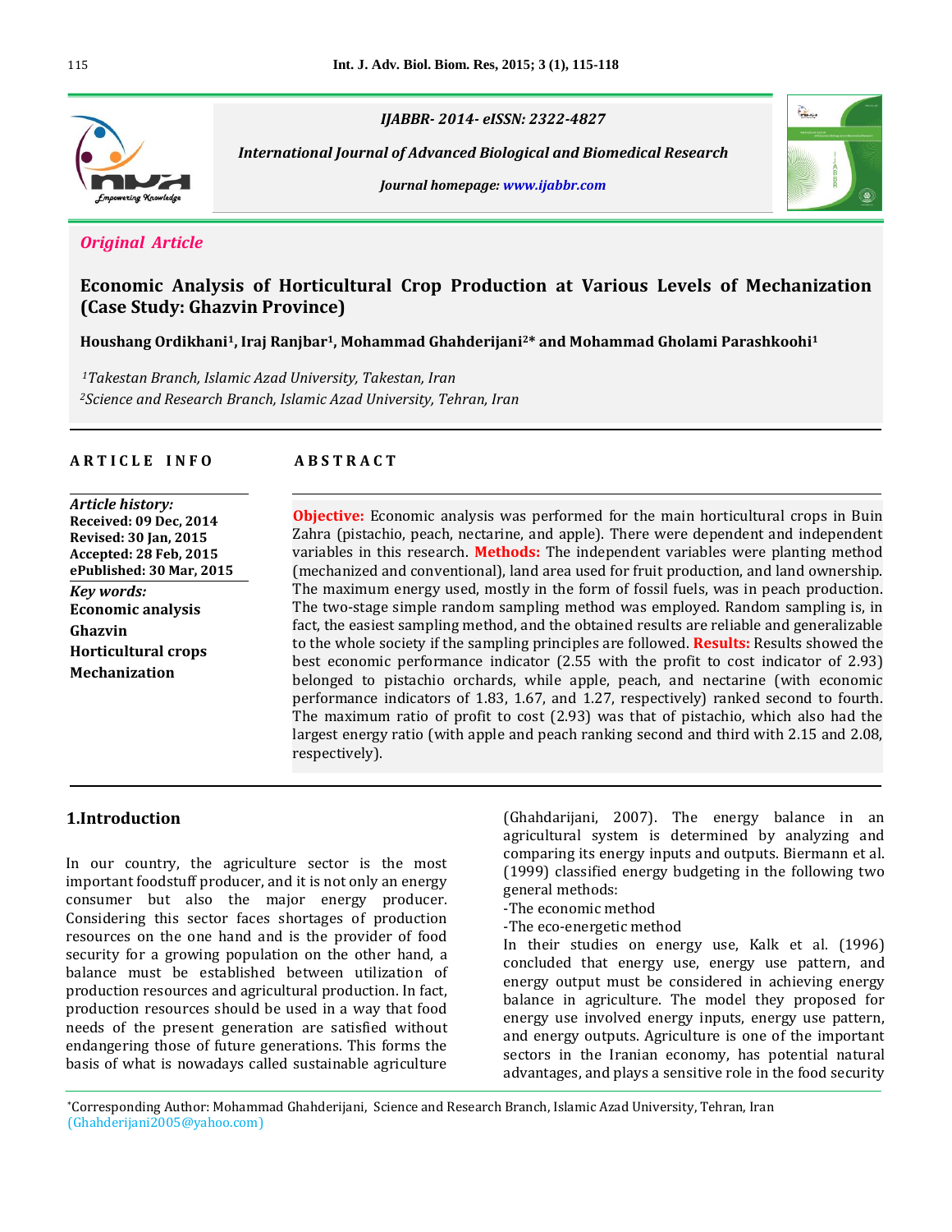IJABBR- 2014- eISSN: 2322-4827

*International Journal of Advanced Biological and Biomedical Research*

Journal homepage: www.ijabbr.com

*Original Article*

# Economic Analysis of Horticultural Crop Production at Various Levels of Mechanization (Case Study: Ghazvin Province)

**Houshang Ordikhani[1], Iraj Ranjbar[1], Mohammad Ghahderijani[2]\* and Mohammad Gholami Parashkoohi[1]**

[1]*Takestan Branch, Islamic Azad University, Takestan, Iran*
[2]*Science and Research Branch, Islamic Azad University, Tehran, Iran*

**ARTICLE INFO**

*Article history:*
**Received: 09 Dec, 2014**
**Revised: 30 Jan, 2015**
**Accepted: 28 Feb, 2015**
**ePublished: 30 Mar, 2015**

*Key words:*
**Economic analysis**
**Ghazvin**
**Horticultural crops**
**Mechanization**

**ABSTRACT**

**Objective:** Economic analysis was performed for the main horticultural crops in Buin Zahra (pistachio, peach, nectarine, and apple). There were dependent and independent variables in this research. **Methods:** The independent variables were planting method (mechanized and conventional), land area used for fruit production, and land ownership. The maximum energy used, mostly in the form of fossil fuels, was in peach production. The two-stage simple random sampling method was employed. Random sampling is, in fact, the easiest sampling method, and the obtained results are reliable and generalizable to the whole society if the sampling principles are followed. **Results:** Results showed the best economic performance indicator (2.55 with the profit to cost indicator of 2.93) belonged to pistachio orchards, while apple, peach, and nectarine (with economic performance indicators of 1.83, 1.67, and 1.27, respectively) ranked second to fourth. The maximum ratio of profit to cost (2.93) was that of pistachio, which also had the largest energy ratio (with apple and peach ranking second and third with 2.15 and 2.08, respectively).

## 1.Introduction

In our country, the agriculture sector is the most important foodstuff producer, and it is not only an energy consumer but also the major energy producer. Considering this sector faces shortages of production resources on the one hand and is the provider of food security for a growing population on the other hand, a balance must be established between utilization of production resources and agricultural production. In fact, production resources should be used in a way that food needs of the present generation are satisfied without endangering those of future generations. This forms the basis of what is nowadays called sustainable agriculture (Ghahdarijani, 2007). The energy balance in an agricultural system is determined by analyzing and comparing its energy inputs and outputs. Biermann et al. (1999) classified energy budgeting in the following two general methods:

-The economic method
-The eco-energetic method

In their studies on energy use, Kalk et al. (1996) concluded that energy use, energy use pattern, and energy output must be considered in achieving energy balance in agriculture. The model they proposed for energy use involved energy inputs, energy use pattern, and energy outputs. Agriculture is one of the important sectors in the Iranian economy, has potential natural advantages, and plays a sensitive role in the food security

\*Corresponding Author: Mohammad Ghahderijani, Science and Research Branch, Islamic Azad University, Tehran, Iran (Ghahderijani2005@yahoo.com)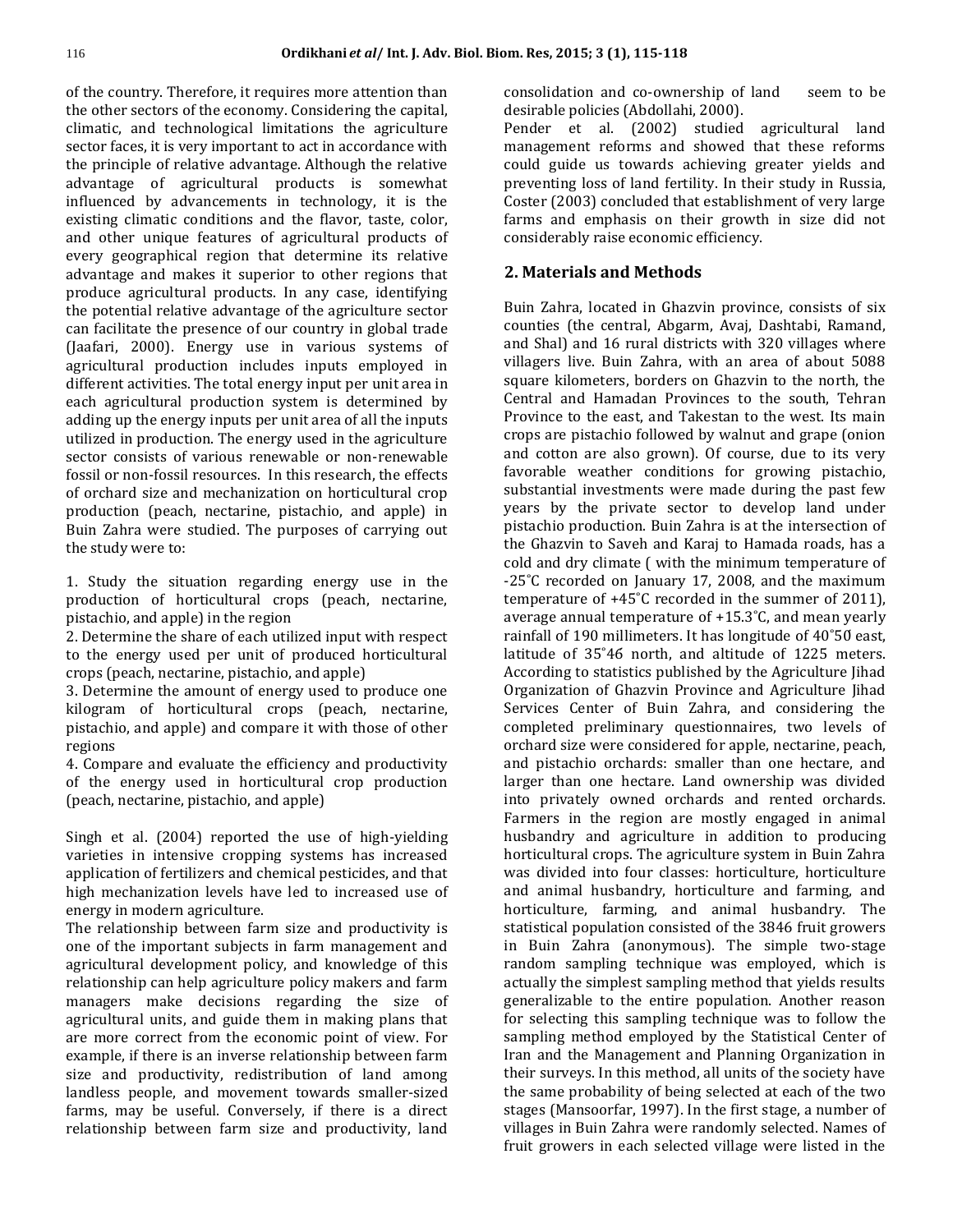of the country. Therefore, it requires more attention than the other sectors of the economy. Considering the capital, climatic, and technological limitations the agriculture sector faces, it is very important to act in accordance with the principle of relative advantage. Although the relative advantage of agricultural products is somewhat influenced by advancements in technology, it is the existing climatic conditions and the flavor, taste, color, and other unique features of agricultural products of every geographical region that determine its relative advantage and makes it superior to other regions that produce agricultural products. In any case, identifying the potential relative advantage of the agriculture sector can facilitate the presence of our country in global trade (Jaafari, 2000). Energy use in various systems of agricultural production includes inputs employed in different activities. The total energy input per unit area in each agricultural production system is determined by adding up the energy inputs per unit area of all the inputs utilized in production. The energy used in the agriculture sector consists of various renewable or non-renewable fossil or non-fossil resources. In this research, the effects of orchard size and mechanization on horticultural crop production (peach, nectarine, pistachio, and apple) in Buin Zahra were studied. The purposes of carrying out the study were to:

1. Study the situation regarding energy use in the production of horticultural crops (peach, nectarine, pistachio, and apple) in the region
2. Determine the share of each utilized input with respect to the energy used per unit of produced horticultural crops (peach, nectarine, pistachio, and apple)
3. Determine the amount of energy used to produce one kilogram of horticultural crops (peach, nectarine, pistachio, and apple) and compare it with those of other regions
4. Compare and evaluate the efficiency and productivity of the energy used in horticultural crop production (peach, nectarine, pistachio, and apple)

Singh et al. (2004) reported the use of high-yielding varieties in intensive cropping systems has increased application of fertilizers and chemical pesticides, and that high mechanization levels have led to increased use of energy in modern agriculture.

The relationship between farm size and productivity is one of the important subjects in farm management and agricultural development policy, and knowledge of this relationship can help agriculture policy makers and farm managers make decisions regarding the size of agricultural units, and guide them in making plans that are more correct from the economic point of view. For example, if there is an inverse relationship between farm size and productivity, redistribution of land among landless people, and movement towards smaller-sized farms, may be useful. Conversely, if there is a direct relationship between farm size and productivity, land consolidation and co-ownership of land seem to be desirable policies (Abdollahi, 2000).

Pender et al. (2002) studied agricultural land management reforms and showed that these reforms could guide us towards achieving greater yields and preventing loss of land fertility. In their study in Russia, Coster (2003) concluded that establishment of very large farms and emphasis on their growth in size did not considerably raise economic efficiency.

## 2. Materials and Methods

Buin Zahra, located in Ghazvin province, consists of six counties (the central, Abgarm, Avaj, Dashtabi, Ramand, and Shal) and 16 rural districts with 320 villages where villagers live. Buin Zahra, with an area of about 5088 square kilometers, borders on Ghazvin to the north, the Central and Hamadan Provinces to the south, Tehran Province to the east, and Takestan to the west. Its main crops are pistachio followed by walnut and grape (onion and cotton are also grown). Of course, due to its very favorable weather conditions for growing pistachio, substantial investments were made during the past few years by the private sector to develop land under pistachio production. Buin Zahra is at the intersection of the Ghazvin to Saveh and Karaj to Hamada roads, has a cold and dry climate ( with the minimum temperature of -25˚C recorded on January 17, 2008, and the maximum temperature of +45˚C recorded in the summer of 2011), average annual temperature of +15.3˚C, and mean yearly rainfall of 190 millimeters. It has longitude of 40˚50́ east, latitude of 35˚46 north, and altitude of 1225 meters. According to statistics published by the Agriculture Jihad Organization of Ghazvin Province and Agriculture Jihad Services Center of Buin Zahra, and considering the completed preliminary questionnaires, two levels of orchard size were considered for apple, nectarine, peach, and pistachio orchards: smaller than one hectare, and larger than one hectare. Land ownership was divided into privately owned orchards and rented orchards. Farmers in the region are mostly engaged in animal husbandry and agriculture in addition to producing horticultural crops. The agriculture system in Buin Zahra was divided into four classes: horticulture, horticulture and animal husbandry, horticulture and farming, and horticulture, farming, and animal husbandry. The statistical population consisted of the 3846 fruit growers in Buin Zahra (anonymous). The simple two-stage random sampling technique was employed, which is actually the simplest sampling method that yields results generalizable to the entire population. Another reason for selecting this sampling technique was to follow the sampling method employed by the Statistical Center of Iran and the Management and Planning Organization in their surveys. In this method, all units of the society have the same probability of being selected at each of the two stages (Mansoorfar, 1997). In the first stage, a number of villages in Buin Zahra were randomly selected. Names of fruit growers in each selected village were listed in the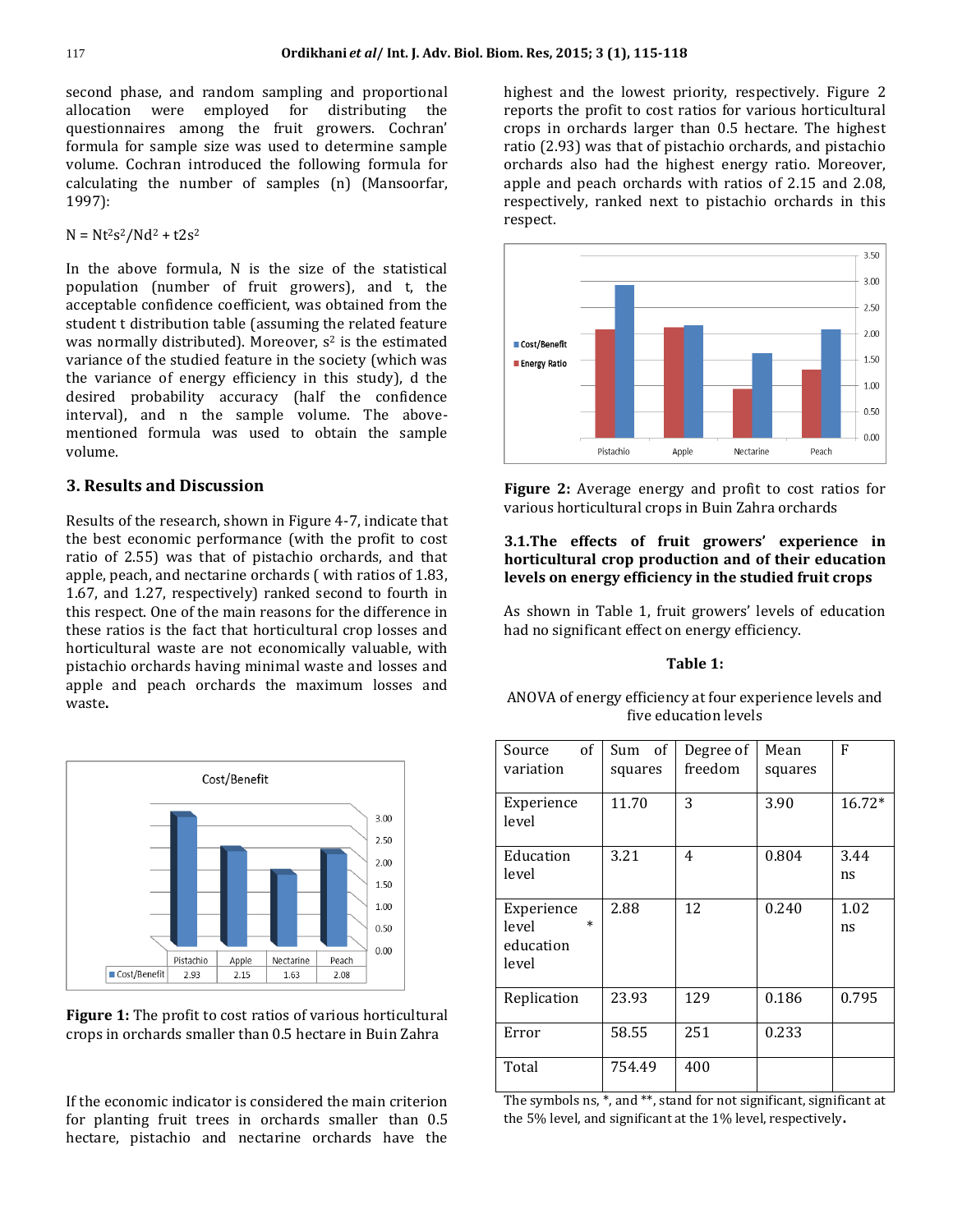second phase, and random sampling and proportional allocation were employed for distributing the questionnaires among the fruit growers. Cochran' formula for sample size was used to determine sample volume. Cochran introduced the following formula for calculating the number of samples (n) (Mansoorfar, 1997):

$N = Nt^2s^2/Nd^2 + t2s^2$

In the above formula, N is the size of the statistical population (number of fruit growers), and t, the acceptable confidence coefficient, was obtained from the student t distribution table (assuming the related feature was normally distributed). Moreover, $s^2$ is the estimated variance of the studied feature in the society (which was the variance of energy efficiency in this study), d the desired probability accuracy (half the confidence interval), and n the sample volume. The above-mentioned formula was used to obtain the sample volume.

## 3. Results and Discussion

Results of the research, shown in Figure 4-7, indicate that the best economic performance (with the profit to cost ratio of 2.55) was that of pistachio orchards, and that apple, peach, and nectarine orchards ( with ratios of 1.83, 1.67, and 1.27, respectively) ranked second to fourth in this respect. One of the main reasons for the difference in these ratios is the fact that horticultural crop losses and horticultural waste are not economically valuable, with pistachio orchards having minimal waste and losses and apple and peach orchards the maximum losses and waste**.**

Cost/Benefit

| | Pistachio | Apple | Nectarine | Peach |
|---|---|---|---|---|
| Cost/Benefit | 2.93 | 2.15 | 1.63 | 2.08 |

**Figure 1:** The profit to cost ratios of various horticultural crops in orchards smaller than 0.5 hectare in Buin Zahra

If the economic indicator is considered the main criterion for planting fruit trees in orchards smaller than 0.5 hectare, pistachio and nectarine orchards have the highest and the lowest priority, respectively. Figure 2 reports the profit to cost ratios for various horticultural crops in orchards larger than 0.5 hectare. The highest ratio (2.93) was that of pistachio orchards, and pistachio orchards also had the highest energy ratio. Moreover, apple and peach orchards with ratios of 2.15 and 2.08, respectively, ranked next to pistachio orchards in this respect.

**Figure 2:** Average energy and profit to cost ratios for various horticultural crops in Buin Zahra orchards

### 3.1.The effects of fruit growers' experience in horticultural crop production and of their education levels on energy efficiency in the studied fruit crops

As shown in Table 1, fruit growers' levels of education had no significant effect on energy efficiency.

**Table 1:**

ANOVA of energy efficiency at four experience levels and five education levels

| Source of variation | Sum of squares | Degree of freedom | Mean squares | F |
|---|---|---|---|---|
| Experience level | 11.70 | 3 | 3.90 | 16.72* |
| Education level | 3.21 | 4 | 0.804 | 3.44 ns |
| Experience level * education level | 2.88 | 12 | 0.240 | 1.02 ns |
| Replication | 23.93 | 129 | 0.186 | 0.795 |
| Error | 58.55 | 251 | 0.233 | |
| Total | 754.49 | 400 | | |

The symbols ns, *, and **, stand for not significant, significant at the 5% level, and significant at the 1% level, respectively**.**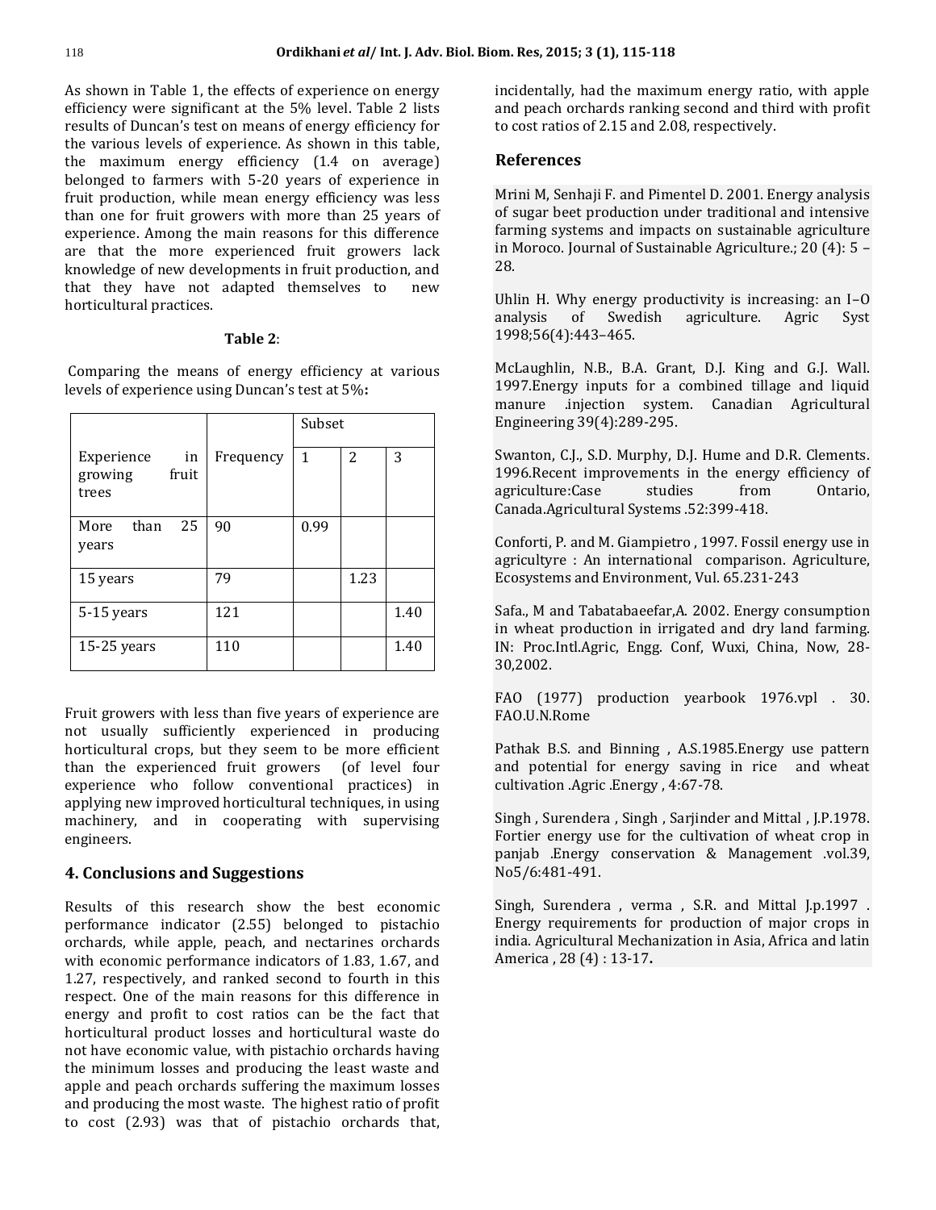As shown in Table 1, the effects of experience on energy efficiency were significant at the 5% level. Table 2 lists results of Duncan's test on means of energy efficiency for the various levels of experience. As shown in this table, the maximum energy efficiency (1.4 on average) belonged to farmers with 5-20 years of experience in fruit production, while mean energy efficiency was less than one for fruit growers with more than 25 years of experience. Among the main reasons for this difference are that the more experienced fruit growers lack knowledge of new developments in fruit production, and that they have not adapted themselves to new horticultural practices.

**Table 2**:

Comparing the means of energy efficiency at various levels of experience using Duncan's test at 5%**:**

| | | Subset | | |
|---|---|---|---|---|
| Experience in growing fruit trees | Frequency | 1 | 2 | 3 |
| More than 25 years | 90 | 0.99 | | |
| 15 years | 79 | | 1.23 | |
| 5-15 years | 121 | | | 1.40 |
| 15-25 years | 110 | | | 1.40 |

Fruit growers with less than five years of experience are not usually sufficiently experienced in producing horticultural crops, but they seem to be more efficient than the experienced fruit growers (of level four experience who follow conventional practices) in applying new improved horticultural techniques, in using machinery, and in cooperating with supervising engineers.

## 4. Conclusions and Suggestions

Results of this research show the best economic performance indicator (2.55) belonged to pistachio orchards, while apple, peach, and nectarines orchards with economic performance indicators of 1.83, 1.67, and 1.27, respectively, and ranked second to fourth in this respect. One of the main reasons for this difference in energy and profit to cost ratios can be the fact that horticultural product losses and horticultural waste do not have economic value, with pistachio orchards having the minimum losses and producing the least waste and apple and peach orchards suffering the maximum losses and producing the most waste. The highest ratio of profit to cost (2.93) was that of pistachio orchards that, incidentally, had the maximum energy ratio, with apple and peach orchards ranking second and third with profit to cost ratios of 2.15 and 2.08, respectively.

## References

Mrini M, Senhaji F. and Pimentel D. 2001. Energy analysis of sugar beet production under traditional and intensive farming systems and impacts on sustainable agriculture in Moroco. Journal of Sustainable Agriculture.; 20 (4): 5 – 28.

Uhlin H. Why energy productivity is increasing: an I–O analysis of Swedish agriculture. Agric Syst 1998;56(4):443–465.

McLaughlin, N.B., B.A. Grant, D.J. King and G.J. Wall. 1997.Energy inputs for a combined tillage and liquid manure .injection system. Canadian Agricultural Engineering 39(4):289-295.

Swanton, C.J., S.D. Murphy, D.J. Hume and D.R. Clements. 1996.Recent improvements in the energy efficiency of agriculture:Case studies from Ontario, Canada.Agricultural Systems .52:399-418.

Conforti, P. and M. Giampietro , 1997. Fossil energy use in agricultyre : An international comparison. Agriculture, Ecosystems and Environment, Vul. 65.231-243

Safa., M and Tabatabaeefar,A. 2002. Energy consumption in wheat production in irrigated and dry land farming. IN: Proc.Intl.Agric, Engg. Conf, Wuxi, China, Now, 28-30,2002.

FAO (1977) production yearbook 1976.vpl . 30. FAO.U.N.Rome

Pathak B.S. and Binning , A.S.1985.Energy use pattern and potential for energy saving in rice and wheat cultivation .Agric .Energy , 4:67-78.

Singh , Surendera , Singh , Sarjinder and Mittal , J.P.1978. Fortier energy use for the cultivation of wheat crop in panjab .Energy conservation & Management .vol.39, No5/6:481-491.

Singh, Surendera , verma , S.R. and Mittal J.p.1997 . Energy requirements for production of major crops in india. Agricultural Mechanization in Asia, Africa and latin America , 28 (4) : 13-17**.**